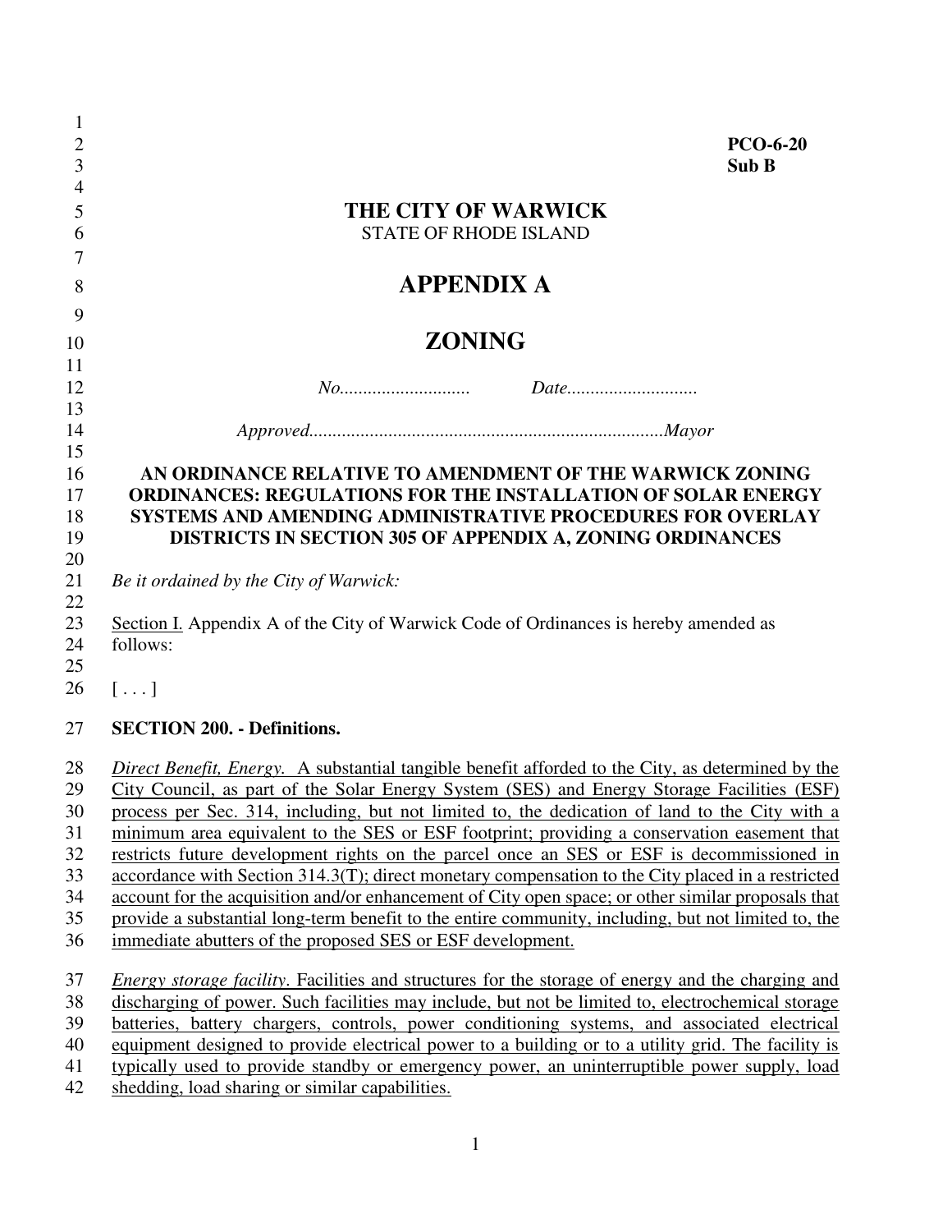**PCO-6-20**
**Sub B**

# THE CITY OF WARWICK

STATE OF RHODE ISLAND

# APPENDIX A

# ZONING

*No............................ Date............................*

*Approved..........................................................................Mayor*

**AN ORDINANCE RELATIVE TO AMENDMENT OF THE WARWICK ZONING ORDINANCES: REGULATIONS FOR THE INSTALLATION OF SOLAR ENERGY SYSTEMS AND AMENDING ADMINISTRATIVE PROCEDURES FOR OVERLAY DISTRICTS IN SECTION 305 OF APPENDIX A, ZONING ORDINANCES**

*Be it ordained by the City of Warwick:*

Section I. Appendix A of the City of Warwick Code of Ordinances is hereby amended as follows:

[ . . . ]

**SECTION 200. - Definitions.**

*Direct Benefit, Energy.* A substantial tangible benefit afforded to the City, as determined by the City Council, as part of the Solar Energy System (SES) and Energy Storage Facilities (ESF) process per Sec. 314, including, but not limited to, the dedication of land to the City with a minimum area equivalent to the SES or ESF footprint; providing a conservation easement that restricts future development rights on the parcel once an SES or ESF is decommissioned in accordance with Section 314.3(T); direct monetary compensation to the City placed in a restricted account for the acquisition and/or enhancement of City open space; or other similar proposals that provide a substantial long-term benefit to the entire community, including, but not limited to, the immediate abutters of the proposed SES or ESF development.

*Energy storage facility*. Facilities and structures for the storage of energy and the charging and discharging of power. Such facilities may include, but not be limited to, electrochemical storage batteries, battery chargers, controls, power conditioning systems, and associated electrical equipment designed to provide electrical power to a building or to a utility grid. The facility is typically used to provide standby or emergency power, an uninterruptible power supply, load shedding, load sharing or similar capabilities.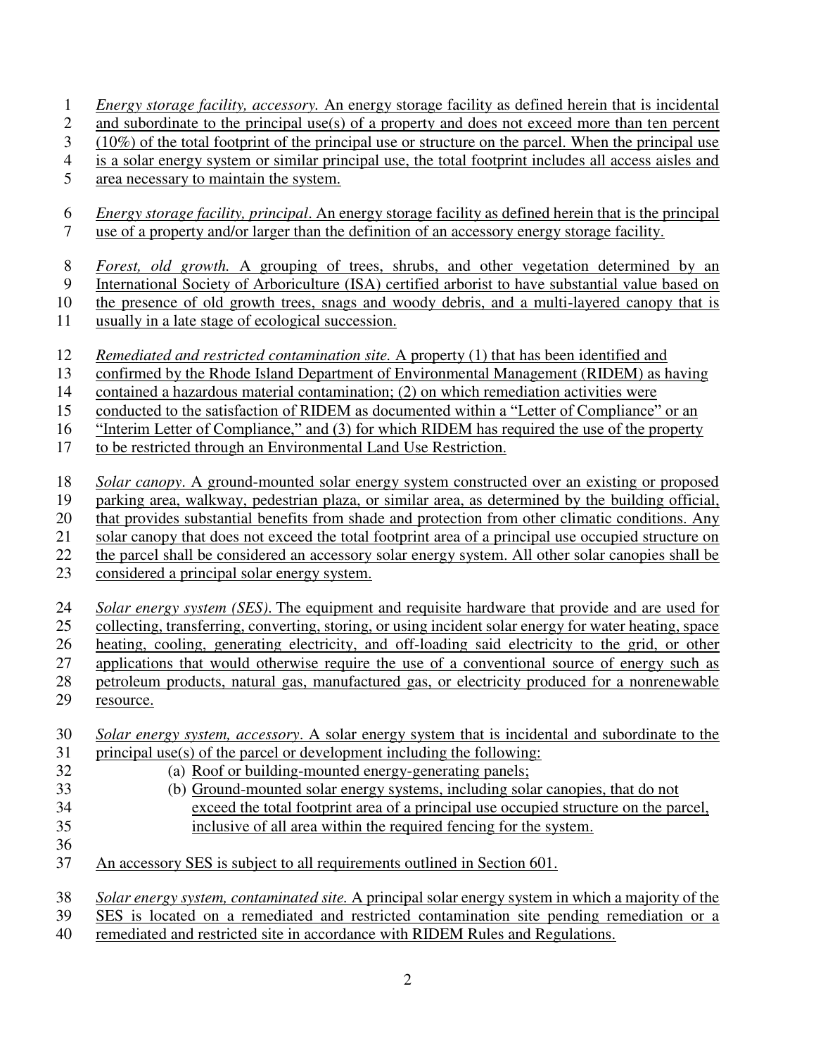*Energy storage facility, accessory.* An energy storage facility as defined herein that is incidental and subordinate to the principal use(s) of a property and does not exceed more than ten percent (10%) of the total footprint of the principal use or structure on the parcel. When the principal use is a solar energy system or similar principal use, the total footprint includes all access aisles and area necessary to maintain the system.

*Energy storage facility, principal*. An energy storage facility as defined herein that is the principal use of a property and/or larger than the definition of an accessory energy storage facility.

*Forest, old growth.* A grouping of trees, shrubs, and other vegetation determined by an International Society of Arboriculture (ISA) certified arborist to have substantial value based on the presence of old growth trees, snags and woody debris, and a multi-layered canopy that is usually in a late stage of ecological succession.

*Remediated and restricted contamination site.* A property (1) that has been identified and confirmed by the Rhode Island Department of Environmental Management (RIDEM) as having contained a hazardous material contamination; (2) on which remediation activities were conducted to the satisfaction of RIDEM as documented within a "Letter of Compliance" or an "Interim Letter of Compliance," and (3) for which RIDEM has required the use of the property to be restricted through an Environmental Land Use Restriction.

*Solar canopy*. A ground-mounted solar energy system constructed over an existing or proposed parking area, walkway, pedestrian plaza, or similar area, as determined by the building official, that provides substantial benefits from shade and protection from other climatic conditions. Any solar canopy that does not exceed the total footprint area of a principal use occupied structure on the parcel shall be considered an accessory solar energy system. All other solar canopies shall be considered a principal solar energy system.

*Solar energy system (SES)*. The equipment and requisite hardware that provide and are used for collecting, transferring, converting, storing, or using incident solar energy for water heating, space heating, cooling, generating electricity, and off-loading said electricity to the grid, or other applications that would otherwise require the use of a conventional source of energy such as petroleum products, natural gas, manufactured gas, or electricity produced for a nonrenewable resource.

*Solar energy system, accessory*. A solar energy system that is incidental and subordinate to the principal use(s) of the parcel or development including the following:

(a) Roof or building-mounted energy-generating panels;
(b) Ground-mounted solar energy systems, including solar canopies, that do not exceed the total footprint area of a principal use occupied structure on the parcel, inclusive of all area within the required fencing for the system.

An accessory SES is subject to all requirements outlined in Section 601.

*Solar energy system, contaminated site.* A principal solar energy system in which a majority of the SES is located on a remediated and restricted contamination site pending remediation or a remediated and restricted site in accordance with RIDEM Rules and Regulations.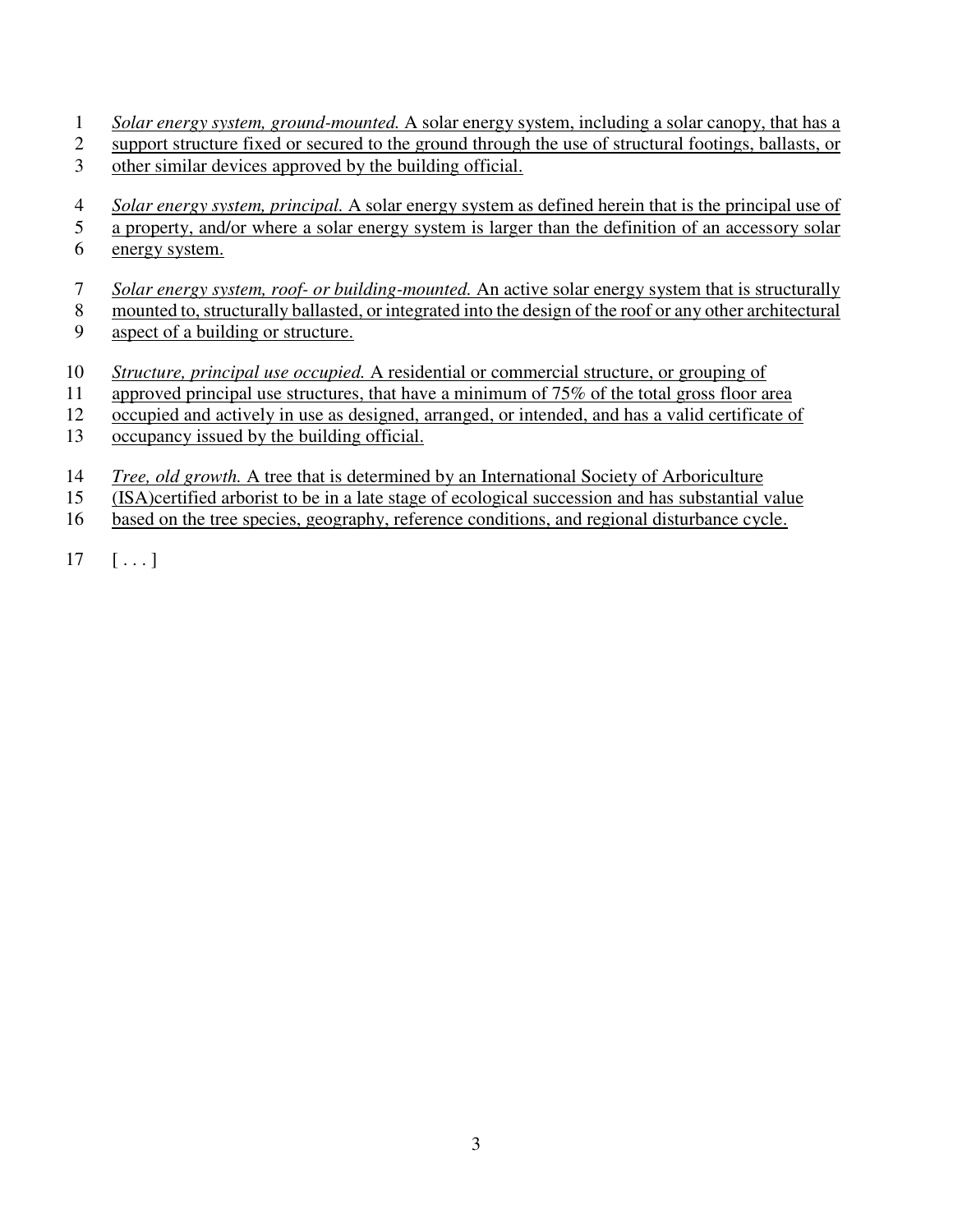*Solar energy system, ground-mounted.* A solar energy system, including a solar canopy, that has a support structure fixed or secured to the ground through the use of structural footings, ballasts, or other similar devices approved by the building official.

*Solar energy system, principal.* A solar energy system as defined herein that is the principal use of a property, and/or where a solar energy system is larger than the definition of an accessory solar energy system.

*Solar energy system, roof- or building-mounted.* An active solar energy system that is structurally mounted to, structurally ballasted, or integrated into the design of the roof or any other architectural aspect of a building or structure.

*Structure, principal use occupied.* A residential or commercial structure, or grouping of approved principal use structures, that have a minimum of 75% of the total gross floor area occupied and actively in use as designed, arranged, or intended, and has a valid certificate of occupancy issued by the building official.

*Tree, old growth.* A tree that is determined by an International Society of Arboriculture (ISA)certified arborist to be in a late stage of ecological succession and has substantial value based on the tree species, geography, reference conditions, and regional disturbance cycle.

[ . . . ]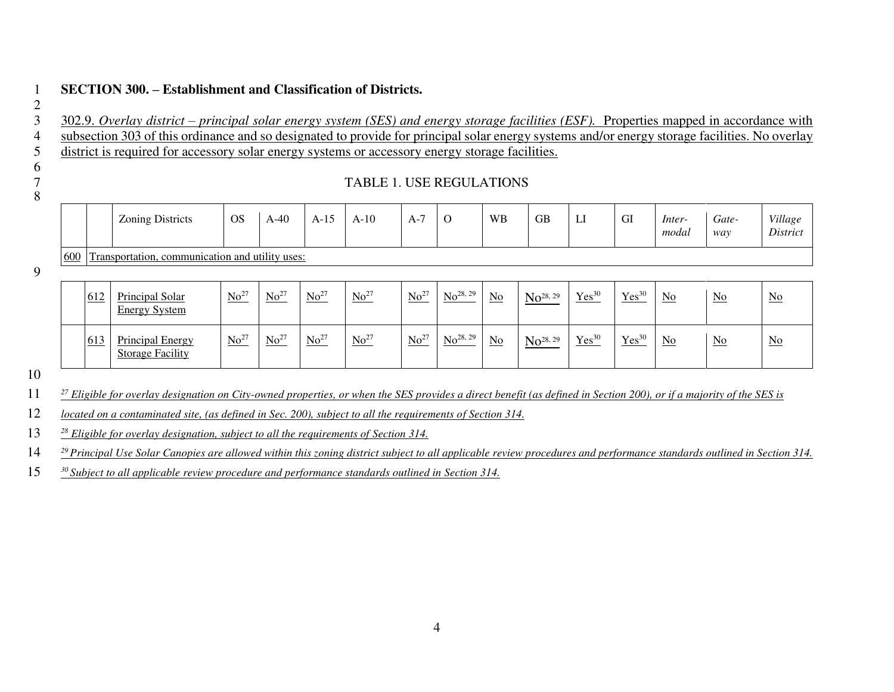**SECTION 300. – Establishment and Classification of Districts.**

302.9. *Overlay district – principal solar energy system (SES) and energy storage facilities (ESF).* Properties mapped in accordance with subsection 303 of this ordinance and so designated to provide for principal solar energy systems and/or energy storage facilities. No overlay district is required for accessory solar energy systems or accessory energy storage facilities.

TABLE 1. USE REGULATIONS

| | | Zoning Districts | OS | A-40 | A-15 | A-10 | A-7 | O | WB | GB | LI | GI | *Inter-modal* | *Gate-way* | *Village District* |
|---|---|---|---|---|---|---|---|---|---|---|---|---|---|---|---|
| 600 | Transportation, communication and utility uses: | | | | | | | | | | | | | | |
| | 612 | Principal Solar Energy System | No[27] | No[27] | No[27] | No[27] | No[27] | No[28, 29] | No | No[28, 29] | Yes[30] | Yes[30] | No | No | No |
| | 613 | Principal Energy Storage Facility | No[27] | No[27] | No[27] | No[27] | No[27] | No[28, 29] | No | No[28, 29] | Yes[30] | Yes[30] | No | No | No |

[27] *Eligible for overlay designation on City-owned properties, or when the SES provides a direct benefit (as defined in Section 200), or if a majority of the SES is located on a contaminated site, (as defined in Sec. 200), subject to all the requirements of Section 314.*

[28] *Eligible for overlay designation, subject to all the requirements of Section 314.*

[29] *Principal Use Solar Canopies are allowed within this zoning district subject to all applicable review procedures and performance standards outlined in Section 314.*

[30] *Subject to all applicable review procedure and performance standards outlined in Section 314.*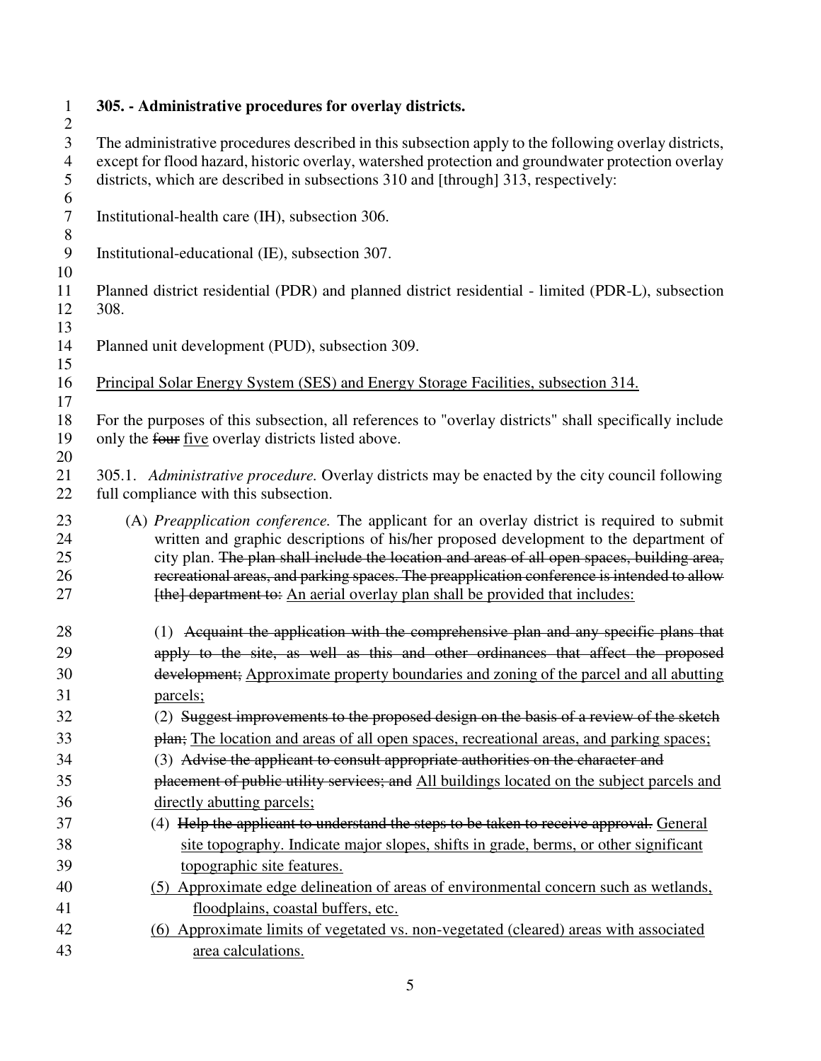**305. - Administrative procedures for overlay districts.**

The administrative procedures described in this subsection apply to the following overlay districts, except for flood hazard, historic overlay, watershed protection and groundwater protection overlay districts, which are described in subsections 310 and [through] 313, respectively:

Institutional-health care (IH), subsection 306.

Institutional-educational (IE), subsection 307.

Planned district residential (PDR) and planned district residential - limited (PDR-L), subsection 308.

Planned unit development (PUD), subsection 309.

<u>Principal Solar Energy System (SES) and Energy Storage Facilities, subsection 314.</u>

For the purposes of this subsection, all references to "overlay districts" shall specifically include only the ~~four~~ <u>five</u> overlay districts listed above.

305.1. *Administrative procedure.* Overlay districts may be enacted by the city council following full compliance with this subsection.

(A) *Preapplication conference.* The applicant for an overlay district is required to submit written and graphic descriptions of his/her proposed development to the department of city plan. ~~The plan shall include the location and areas of all open spaces, building area, recreational areas, and parking spaces. The preapplication conference is intended to allow [the] department to:~~ <u>An aerial overlay plan shall be provided that includes:</u>

(1) ~~Acquaint the application with the comprehensive plan and any specific plans that apply to the site, as well as this and other ordinances that affect the proposed development;~~ <u>Approximate property boundaries and zoning of the parcel and all abutting parcels;</u>

(2) ~~Suggest improvements to the proposed design on the basis of a review of the sketch plan;~~ <u>The location and areas of all open spaces, recreational areas, and parking spaces;</u>

(3) ~~Advise the applicant to consult appropriate authorities on the character and placement of public utility services; and~~ <u>All buildings located on the subject parcels and directly abutting parcels;</u>

(4) ~~Help the applicant to understand the steps to be taken to receive approval.~~ <u>General site topography. Indicate major slopes, shifts in grade, berms, or other significant topographic site features.</u>

<u>(5) Approximate edge delineation of areas of environmental concern such as wetlands, floodplains, coastal buffers, etc.</u>

<u>(6) Approximate limits of vegetated vs. non-vegetated (cleared) areas with associated area calculations.</u>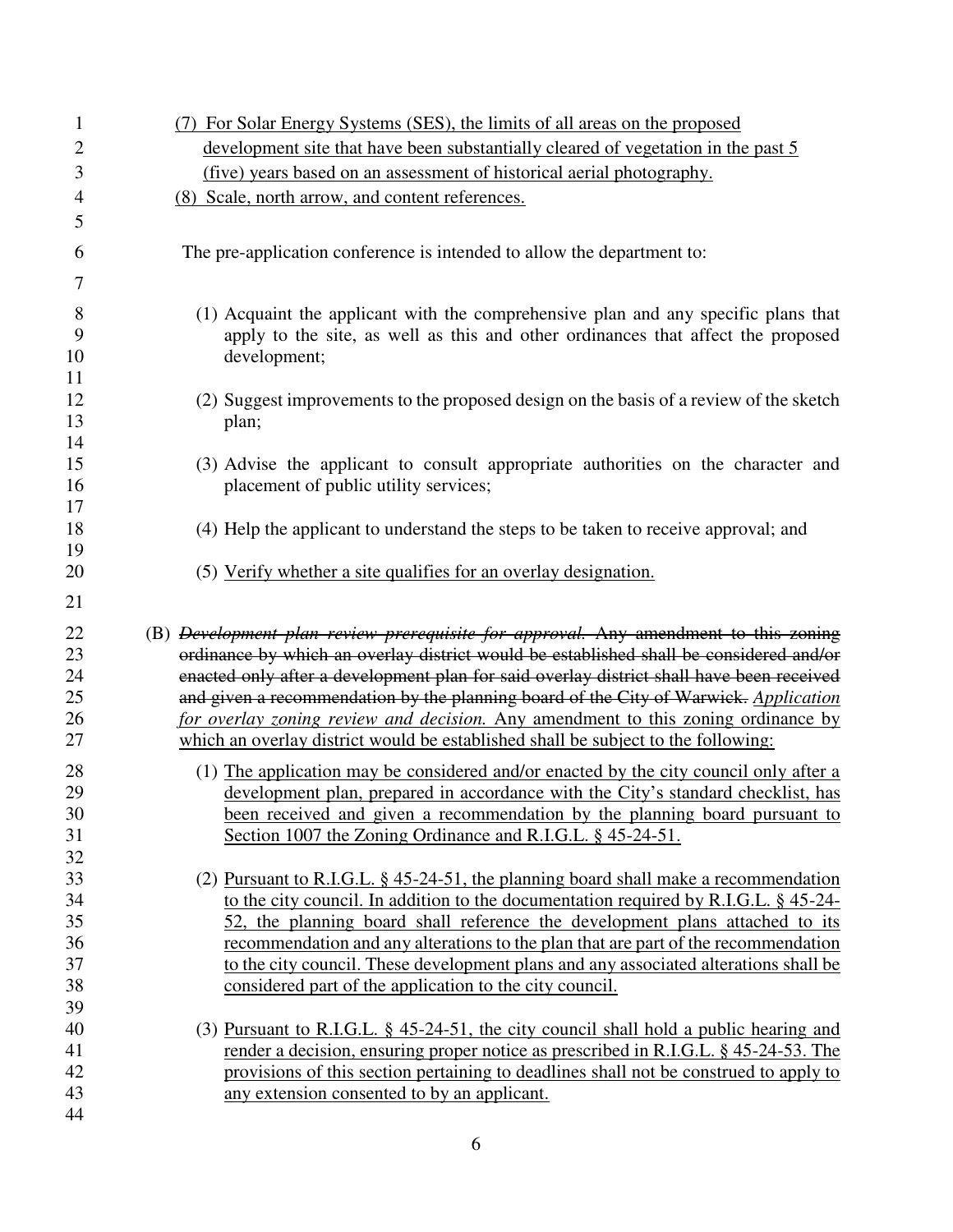(7) For Solar Energy Systems (SES), the limits of all areas on the proposed development site that have been substantially cleared of vegetation in the past 5 (five) years based on an assessment of historical aerial photography.

(8) Scale, north arrow, and content references.

The pre-application conference is intended to allow the department to:

(1) Acquaint the applicant with the comprehensive plan and any specific plans that apply to the site, as well as this and other ordinances that affect the proposed development;

(2) Suggest improvements to the proposed design on the basis of a review of the sketch plan;

(3) Advise the applicant to consult appropriate authorities on the character and placement of public utility services;

(4) Help the applicant to understand the steps to be taken to receive approval; and

(5) Verify whether a site qualifies for an overlay designation.

(B) ~~*Development plan review prerequisite for approval.* Any amendment to this zoning ordinance by which an overlay district would be established shall be considered and/or enacted only after a development plan for said overlay district shall have been received and given a recommendation by the planning board of the City of Warwick.~~ *Application for overlay zoning review and decision.* Any amendment to this zoning ordinance by which an overlay district would be established shall be subject to the following:

(1) The application may be considered and/or enacted by the city council only after a development plan, prepared in accordance with the City's standard checklist, has been received and given a recommendation by the planning board pursuant to Section 1007 the Zoning Ordinance and R.I.G.L. § 45-24-51.

(2) Pursuant to R.I.G.L. § 45-24-51, the planning board shall make a recommendation to the city council. In addition to the documentation required by R.I.G.L. § 45-24-52, the planning board shall reference the development plans attached to its recommendation and any alterations to the plan that are part of the recommendation to the city council. These development plans and any associated alterations shall be considered part of the application to the city council.

(3) Pursuant to R.I.G.L. § 45-24-51, the city council shall hold a public hearing and render a decision, ensuring proper notice as prescribed in R.I.G.L. § 45-24-53. The provisions of this section pertaining to deadlines shall not be construed to apply to any extension consented to by an applicant.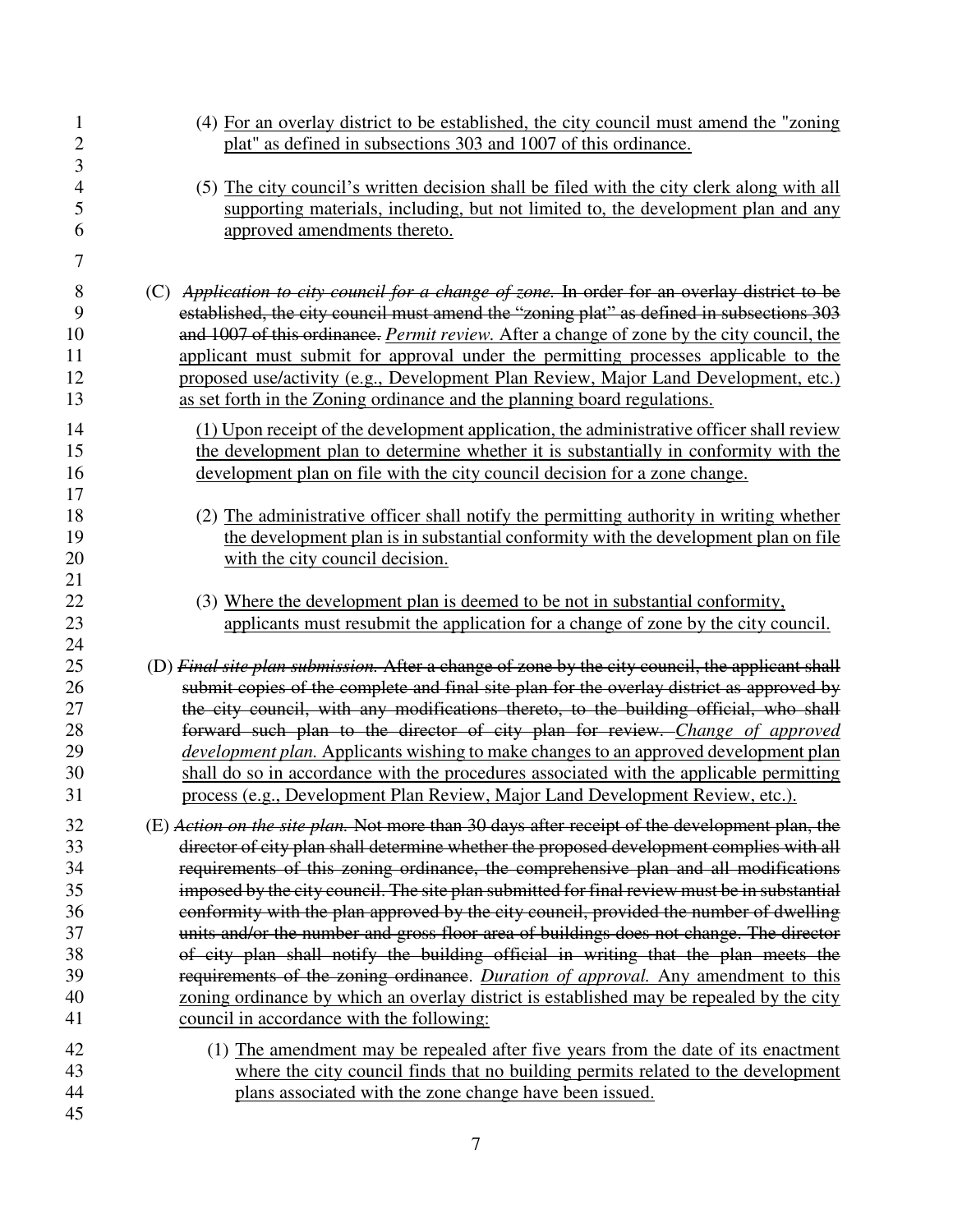(4) For an overlay district to be established, the city council must amend the "zoning plat" as defined in subsections 303 and 1007 of this ordinance.

(5) The city council's written decision shall be filed with the city clerk along with all supporting materials, including, but not limited to, the development plan and any approved amendments thereto.

(C) ~~*Application to city council for a change of zone.* In order for an overlay district to be established, the city council must amend the "zoning plat" as defined in subsections 303 and 1007 of this ordinance.~~ *Permit review.* After a change of zone by the city council, the applicant must submit for approval under the permitting processes applicable to the proposed use/activity (e.g., Development Plan Review, Major Land Development, etc.) as set forth in the Zoning ordinance and the planning board regulations.

(1) Upon receipt of the development application, the administrative officer shall review the development plan to determine whether it is substantially in conformity with the development plan on file with the city council decision for a zone change.

(2) The administrative officer shall notify the permitting authority in writing whether the development plan is in substantial conformity with the development plan on file with the city council decision.

(3) Where the development plan is deemed to be not in substantial conformity, applicants must resubmit the application for a change of zone by the city council.

(D) ~~*Final site plan submission.* After a change of zone by the city council, the applicant shall submit copies of the complete and final site plan for the overlay district as approved by the city council, with any modifications thereto, to the building official, who shall forward such plan to the director of city plan for review.~~ *Change of approved development plan.* Applicants wishing to make changes to an approved development plan shall do so in accordance with the procedures associated with the applicable permitting process (e.g., Development Plan Review, Major Land Development Review, etc.).

(E) ~~*Action on the site plan.* Not more than 30 days after receipt of the development plan, the director of city plan shall determine whether the proposed development complies with all requirements of this zoning ordinance, the comprehensive plan and all modifications imposed by the city council. The site plan submitted for final review must be in substantial conformity with the plan approved by the city council, provided the number of dwelling units and/or the number and gross floor area of buildings does not change. The director of city plan shall notify the building official in writing that the plan meets the requirements of the zoning ordinance.~~ *Duration of approval.* Any amendment to this zoning ordinance by which an overlay district is established may be repealed by the city council in accordance with the following:

(1) The amendment may be repealed after five years from the date of its enactment where the city council finds that no building permits related to the development plans associated with the zone change have been issued.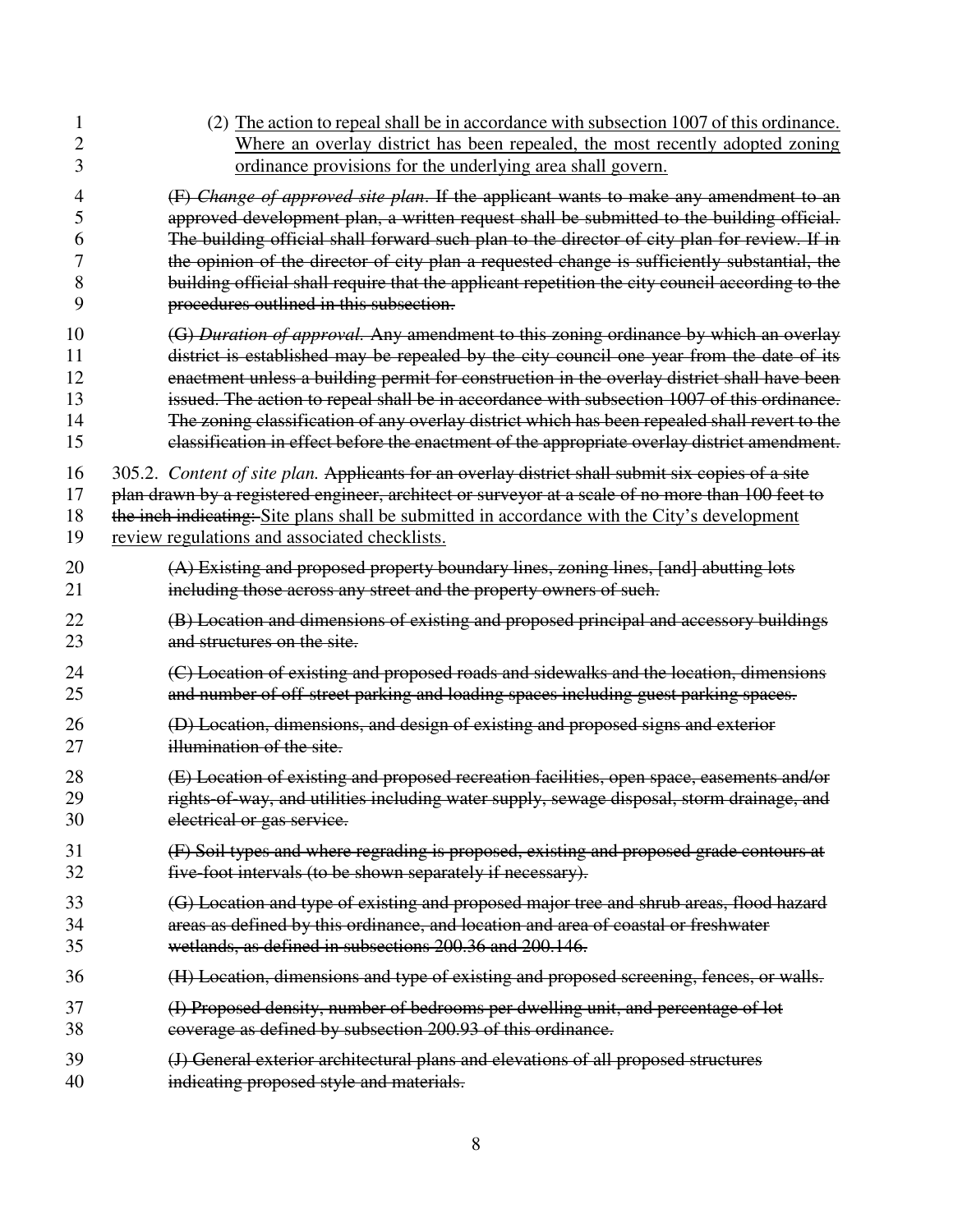(2) <u>The action to repeal shall be in accordance with subsection 1007 of this ordinance. Where an overlay district has been repealed, the most recently adopted zoning ordinance provisions for the underlying area shall govern.</u>

~~(F) *Change of approved site plan*. If the applicant wants to make any amendment to an approved development plan, a written request shall be submitted to the building official. The building official shall forward such plan to the director of city plan for review. If in the opinion of the director of city plan a requested change is sufficiently substantial, the building official shall require that the applicant repetition the city council according to the procedures outlined in this subsection.~~

~~(G) *Duration of approval*. Any amendment to this zoning ordinance by which an overlay district is established may be repealed by the city council one year from the date of its enactment unless a building permit for construction in the overlay district shall have been issued. The action to repeal shall be in accordance with subsection 1007 of this ordinance. The zoning classification of any overlay district which has been repealed shall revert to the classification in effect before the enactment of the appropriate overlay district amendment.~~

305.2. *Content of site plan.* ~~Applicants for an overlay district shall submit six copies of a site plan drawn by a registered engineer, architect or surveyor at a scale of no more than 100 feet to the inch indicating:~~ <u>Site plans shall be submitted in accordance with the City's development review regulations and associated checklists.</u>

~~(A) Existing and proposed property boundary lines, zoning lines, [and] abutting lots including those across any street and the property owners of such.~~

~~(B) Location and dimensions of existing and proposed principal and accessory buildings and structures on the site.~~

~~(C) Location of existing and proposed roads and sidewalks and the location, dimensions and number of off-street parking and loading spaces including guest parking spaces.~~

~~(D) Location, dimensions, and design of existing and proposed signs and exterior illumination of the site.~~

~~(E) Location of existing and proposed recreation facilities, open space, easements and/or rights-of-way, and utilities including water supply, sewage disposal, storm drainage, and electrical or gas service.~~

~~(F) Soil types and where regrading is proposed, existing and proposed grade contours at five-foot intervals (to be shown separately if necessary).~~

~~(G) Location and type of existing and proposed major tree and shrub areas, flood hazard areas as defined by this ordinance, and location and area of coastal or freshwater wetlands, as defined in subsections 200.36 and 200.146.~~

~~(H) Location, dimensions and type of existing and proposed screening, fences, or walls.~~

~~(I) Proposed density, number of bedrooms per dwelling unit, and percentage of lot coverage as defined by subsection 200.93 of this ordinance.~~

~~(J) General exterior architectural plans and elevations of all proposed structures indicating proposed style and materials.~~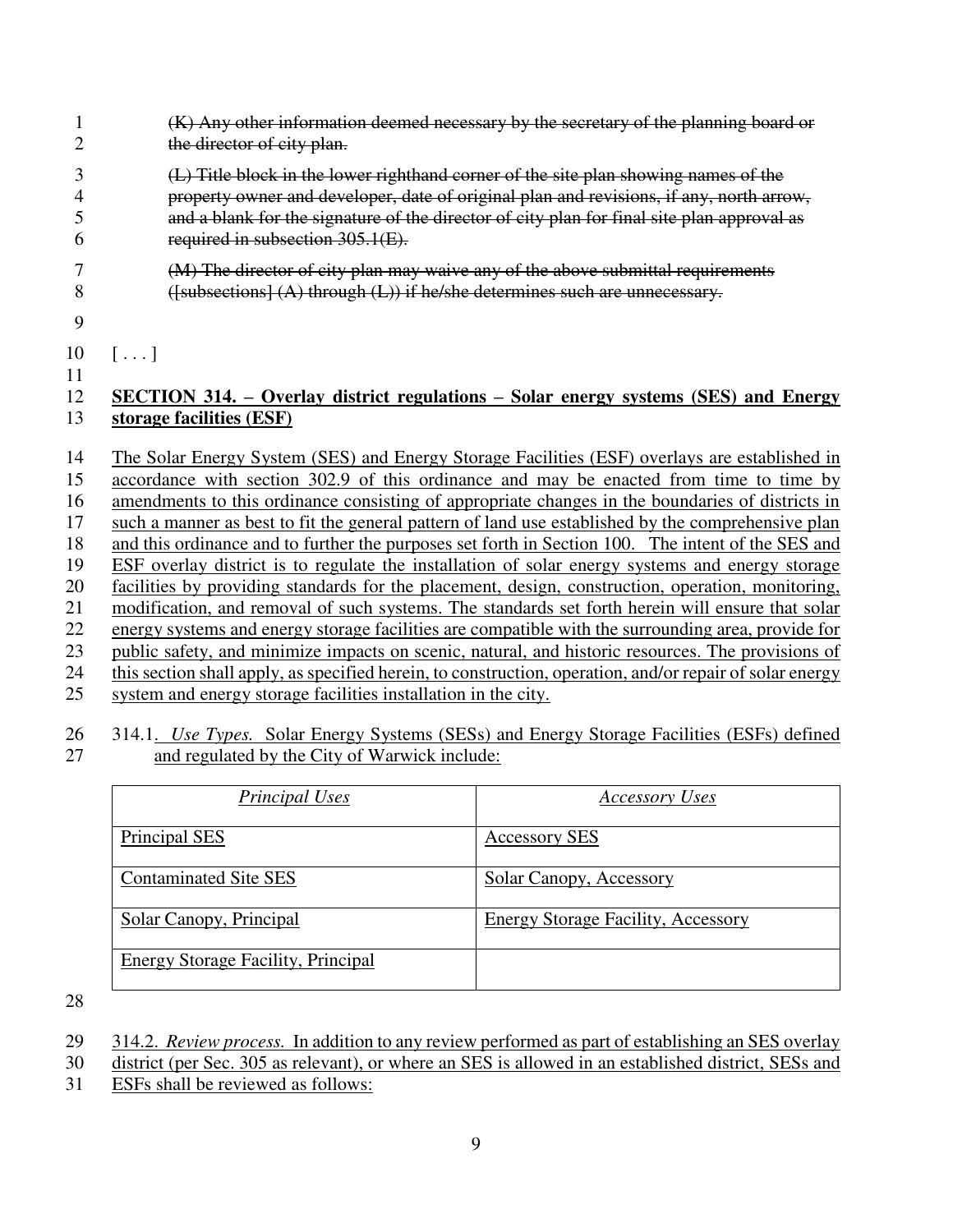~~(K) Any other information deemed necessary by the secretary of the planning board or the director of city plan.~~

~~(L) Title block in the lower righthand corner of the site plan showing names of the property owner and developer, date of original plan and revisions, if any, north arrow, and a blank for the signature of the director of city plan for final site plan approval as required in subsection 305.1(E).~~

~~(M) The director of city plan may waive any of the above submittal requirements ([subsections] (A) through (L)) if he/she determines such are unnecessary.~~

[ . . . ]

<u>**SECTION 314. – Overlay district regulations – Solar energy systems (SES) and Energy storage facilities (ESF)**</u>

<u>The Solar Energy System (SES) and Energy Storage Facilities (ESF) overlays are established in accordance with section 302.9 of this ordinance and may be enacted from time to time by amendments to this ordinance consisting of appropriate changes in the boundaries of districts in such a manner as best to fit the general pattern of land use established by the comprehensive plan and this ordinance and to further the purposes set forth in Section 100. The intent of the SES and ESF overlay district is to regulate the installation of solar energy systems and energy storage facilities by providing standards for the placement, design, construction, operation, monitoring, modification, and removal of such systems. The standards set forth herein will ensure that solar energy systems and energy storage facilities are compatible with the surrounding area, provide for public safety, and minimize impacts on scenic, natural, and historic resources. The provisions of this section shall apply, as specified herein, to construction, operation, and/or repair of solar energy system and energy storage facilities installation in the city.</u>

<u>314.1. *Use Types.* Solar Energy Systems (SESs) and Energy Storage Facilities (ESFs) defined and regulated by the City of Warwick include:</u>

| *Principal Uses* | *Accessory Uses* |
|---|---|
| Principal SES | Accessory SES |
| Contaminated Site SES | Solar Canopy, Accessory |
| Solar Canopy, Principal | Energy Storage Facility, Accessory |
| Energy Storage Facility, Principal | |

<u>314.2. *Review process.* In addition to any review performed as part of establishing an SES overlay district (per Sec. 305 as relevant), or where an SES is allowed in an established district, SESs and ESFs shall be reviewed as follows:</u>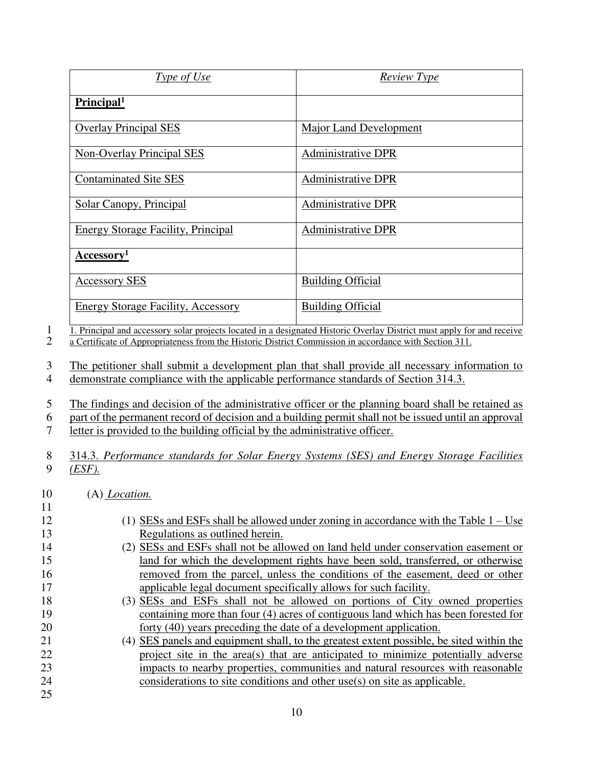| *Type of Use* | *Review Type* |
|---|---|
| **Principal[1]** | |
| Overlay Principal SES | Major Land Development |
| Non-Overlay Principal SES | Administrative DPR |
| Contaminated Site SES | Administrative DPR |
| Solar Canopy, Principal | Administrative DPR |
| Energy Storage Facility, Principal | Administrative DPR |
| **Accessory[1]** | |
| Accessory SES | Building Official |
| Energy Storage Facility, Accessory | Building Official |

1. Principal and accessory solar projects located in a designated Historic Overlay District must apply for and receive a Certificate of Appropriateness from the Historic District Commission in accordance with Section 311.

The petitioner shall submit a development plan that shall provide all necessary information to demonstrate compliance with the applicable performance standards of Section 314.3.

The findings and decision of the administrative officer or the planning board shall be retained as part of the permanent record of decision and a building permit shall not be issued until an approval letter is provided to the building official by the administrative officer.

314.3. *Performance standards for Solar Energy Systems (SES) and Energy Storage Facilities (ESF).*

(A) *Location.*

(1) SESs and ESFs shall be allowed under zoning in accordance with the Table 1 – Use Regulations as outlined herein.
(2) SESs and ESFs shall not be allowed on land held under conservation easement or land for which the development rights have been sold, transferred, or otherwise removed from the parcel, unless the conditions of the easement, deed or other applicable legal document specifically allows for such facility.
(3) SESs and ESFs shall not be allowed on portions of City owned properties containing more than four (4) acres of contiguous land which has been forested for forty (40) years preceding the date of a development application.
(4) SES panels and equipment shall, to the greatest extent possible, be sited within the project site in the area(s) that are anticipated to minimize potentially adverse impacts to nearby properties, communities and natural resources with reasonable considerations to site conditions and other use(s) on site as applicable.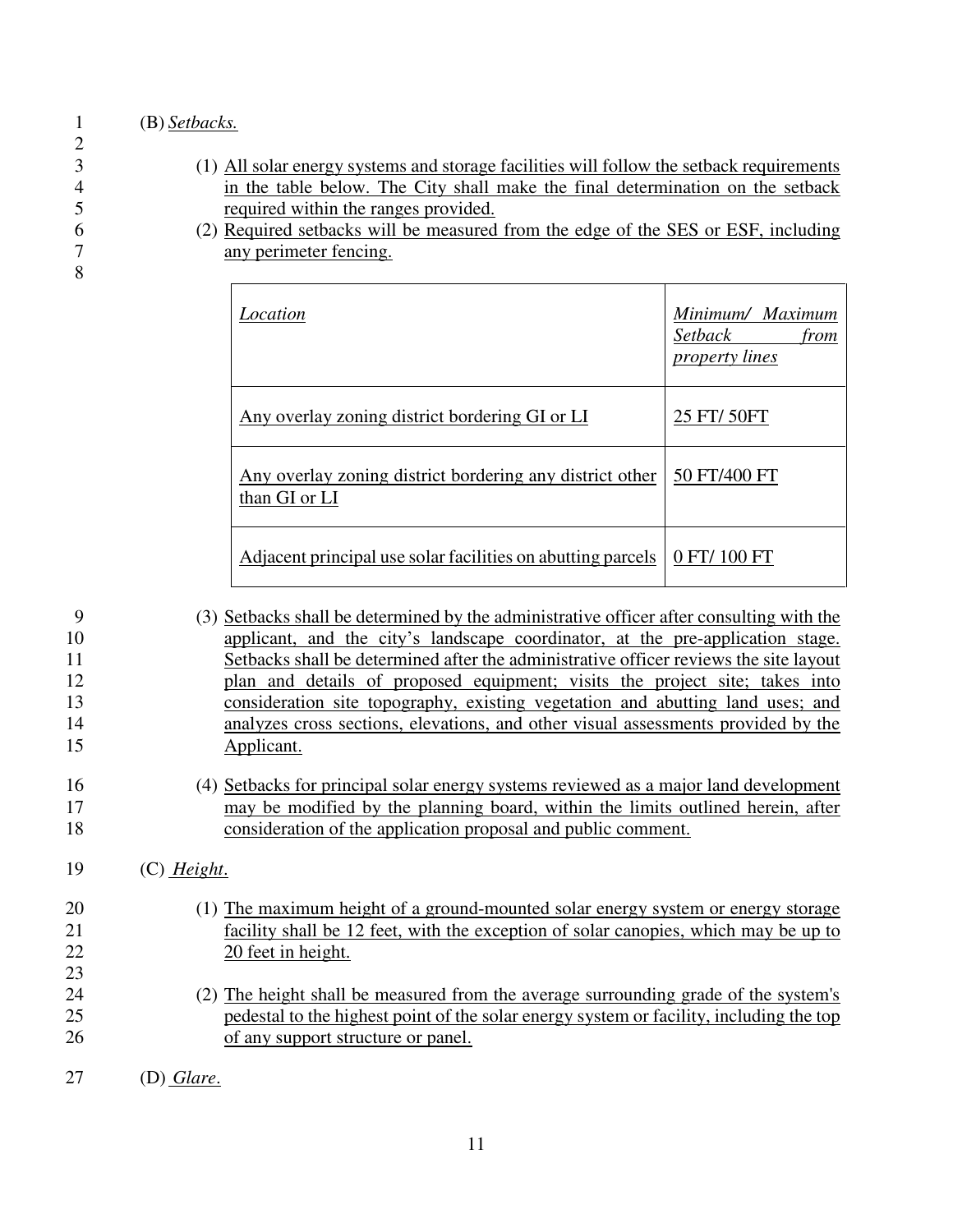(B) *Setbacks.*

(1) All solar energy systems and storage facilities will follow the setback requirements in the table below. The City shall make the final determination on the setback required within the ranges provided.

(2) Required setbacks will be measured from the edge of the SES or ESF, including any perimeter fencing.

| *Location* | *Minimum/ Maximum Setback from property lines* |
|---|---|
| Any overlay zoning district bordering GI or LI | 25 FT/ 50FT |
| Any overlay zoning district bordering any district other than GI or LI | 50 FT/400 FT |
| Adjacent principal use solar facilities on abutting parcels | 0 FT/ 100 FT |

(3) Setbacks shall be determined by the administrative officer after consulting with the applicant, and the city's landscape coordinator, at the pre-application stage. Setbacks shall be determined after the administrative officer reviews the site layout plan and details of proposed equipment; visits the project site; takes into consideration site topography, existing vegetation and abutting land uses; and analyzes cross sections, elevations, and other visual assessments provided by the Applicant.

(4) Setbacks for principal solar energy systems reviewed as a major land development may be modified by the planning board, within the limits outlined herein, after consideration of the application proposal and public comment.

(C) *Height*.

(1) The maximum height of a ground-mounted solar energy system or energy storage facility shall be 12 feet, with the exception of solar canopies, which may be up to 20 feet in height.

(2) The height shall be measured from the average surrounding grade of the system's pedestal to the highest point of the solar energy system or facility, including the top of any support structure or panel.

(D) *Glare*.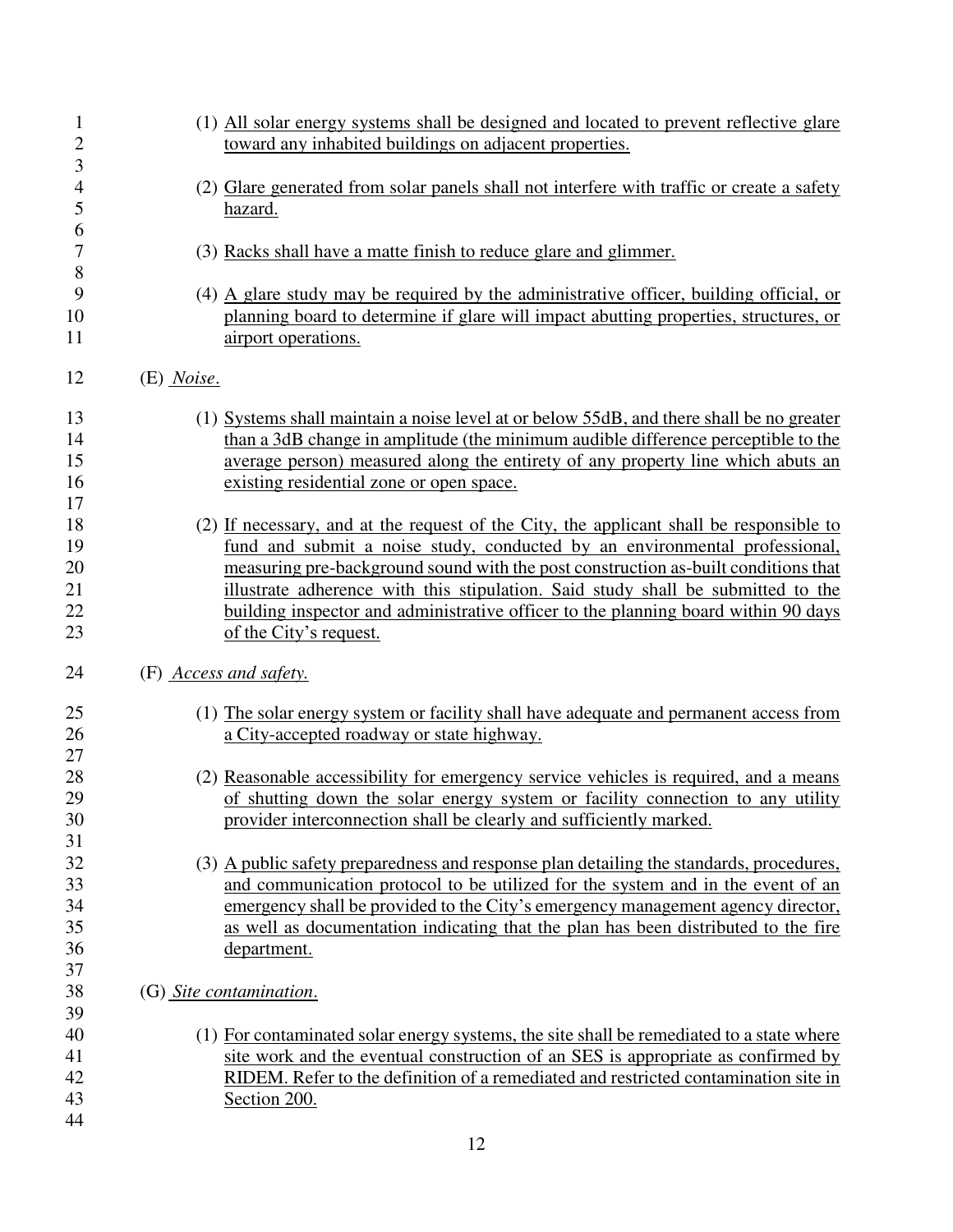(1) All solar energy systems shall be designed and located to prevent reflective glare toward any inhabited buildings on adjacent properties.

(2) Glare generated from solar panels shall not interfere with traffic or create a safety hazard.

(3) Racks shall have a matte finish to reduce glare and glimmer.

(4) A glare study may be required by the administrative officer, building official, or planning board to determine if glare will impact abutting properties, structures, or airport operations.

(E) *Noise*.

(1) Systems shall maintain a noise level at or below 55dB, and there shall be no greater than a 3dB change in amplitude (the minimum audible difference perceptible to the average person) measured along the entirety of any property line which abuts an existing residential zone or open space.

(2) If necessary, and at the request of the City, the applicant shall be responsible to fund and submit a noise study, conducted by an environmental professional, measuring pre-background sound with the post construction as-built conditions that illustrate adherence with this stipulation. Said study shall be submitted to the building inspector and administrative officer to the planning board within 90 days of the City's request.

(F) *Access and safety.*

(1) The solar energy system or facility shall have adequate and permanent access from a City-accepted roadway or state highway.

(2) Reasonable accessibility for emergency service vehicles is required, and a means of shutting down the solar energy system or facility connection to any utility provider interconnection shall be clearly and sufficiently marked.

(3) A public safety preparedness and response plan detailing the standards, procedures, and communication protocol to be utilized for the system and in the event of an emergency shall be provided to the City's emergency management agency director, as well as documentation indicating that the plan has been distributed to the fire department.

(G) *Site contamination*.

(1) For contaminated solar energy systems, the site shall be remediated to a state where site work and the eventual construction of an SES is appropriate as confirmed by RIDEM. Refer to the definition of a remediated and restricted contamination site in Section 200.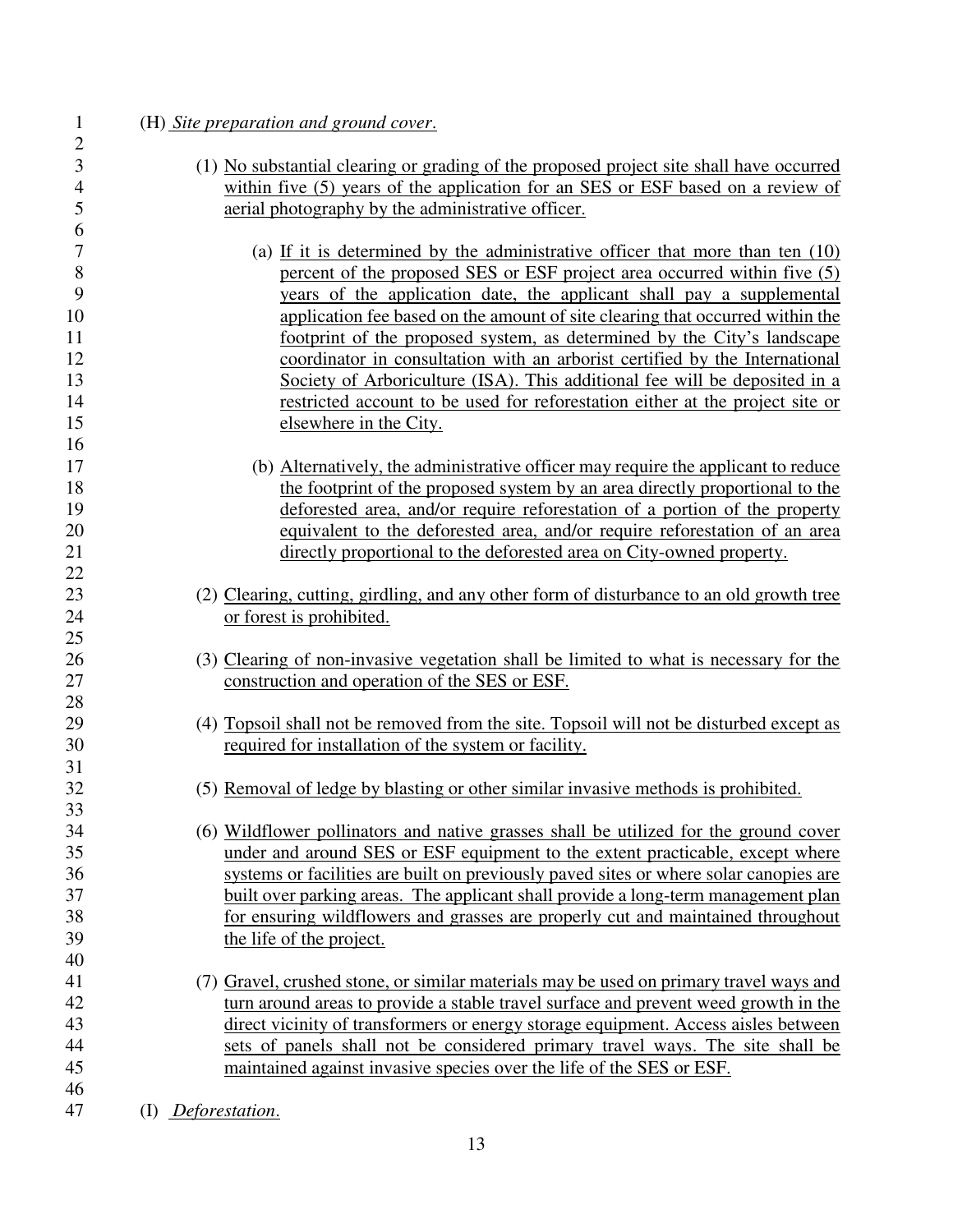(H) *Site preparation and ground cover*.

(1) No substantial clearing or grading of the proposed project site shall have occurred within five (5) years of the application for an SES or ESF based on a review of aerial photography by the administrative officer.

(a) If it is determined by the administrative officer that more than ten (10) percent of the proposed SES or ESF project area occurred within five (5) years of the application date, the applicant shall pay a supplemental application fee based on the amount of site clearing that occurred within the footprint of the proposed system, as determined by the City's landscape coordinator in consultation with an arborist certified by the International Society of Arboriculture (ISA). This additional fee will be deposited in a restricted account to be used for reforestation either at the project site or elsewhere in the City.

(b) Alternatively, the administrative officer may require the applicant to reduce the footprint of the proposed system by an area directly proportional to the deforested area, and/or require reforestation of a portion of the property equivalent to the deforested area, and/or require reforestation of an area directly proportional to the deforested area on City-owned property.

(2) Clearing, cutting, girdling, and any other form of disturbance to an old growth tree or forest is prohibited.

(3) Clearing of non-invasive vegetation shall be limited to what is necessary for the construction and operation of the SES or ESF.

(4) Topsoil shall not be removed from the site. Topsoil will not be disturbed except as required for installation of the system or facility.

(5) Removal of ledge by blasting or other similar invasive methods is prohibited.

(6) Wildflower pollinators and native grasses shall be utilized for the ground cover under and around SES or ESF equipment to the extent practicable, except where systems or facilities are built on previously paved sites or where solar canopies are built over parking areas. The applicant shall provide a long-term management plan for ensuring wildflowers and grasses are properly cut and maintained throughout the life of the project.

(7) Gravel, crushed stone, or similar materials may be used on primary travel ways and turn around areas to provide a stable travel surface and prevent weed growth in the direct vicinity of transformers or energy storage equipment. Access aisles between sets of panels shall not be considered primary travel ways. The site shall be maintained against invasive species over the life of the SES or ESF.

(I) *Deforestation*.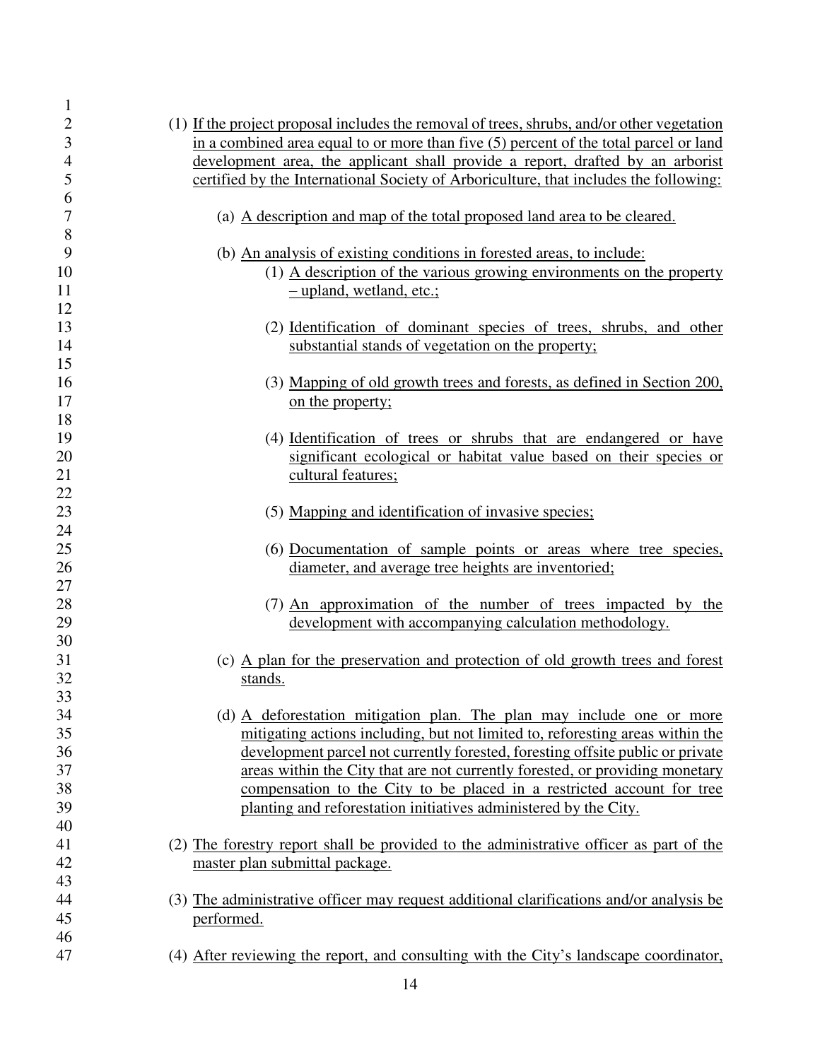(1) If the project proposal includes the removal of trees, shrubs, and/or other vegetation in a combined area equal to or more than five (5) percent of the total parcel or land development area, the applicant shall provide a report, drafted by an arborist certified by the International Society of Arboriculture, that includes the following:

   (a) A description and map of the total proposed land area to be cleared.

   (b) An analysis of existing conditions in forested areas, to include:

      (1) A description of the various growing environments on the property – upland, wetland, etc.;

      (2) Identification of dominant species of trees, shrubs, and other substantial stands of vegetation on the property;

      (3) Mapping of old growth trees and forests, as defined in Section 200, on the property;

      (4) Identification of trees or shrubs that are endangered or have significant ecological or habitat value based on their species or cultural features;

      (5) Mapping and identification of invasive species;

      (6) Documentation of sample points or areas where tree species, diameter, and average tree heights are inventoried;

      (7) An approximation of the number of trees impacted by the development with accompanying calculation methodology.

   (c) A plan for the preservation and protection of old growth trees and forest stands.

   (d) A deforestation mitigation plan. The plan may include one or more mitigating actions including, but not limited to, reforesting areas within the development parcel not currently forested, foresting offsite public or private areas within the City that are not currently forested, or providing monetary compensation to the City to be placed in a restricted account for tree planting and reforestation initiatives administered by the City.

(2) The forestry report shall be provided to the administrative officer as part of the master plan submittal package.

(3) The administrative officer may request additional clarifications and/or analysis be performed.

(4) After reviewing the report, and consulting with the City's landscape coordinator,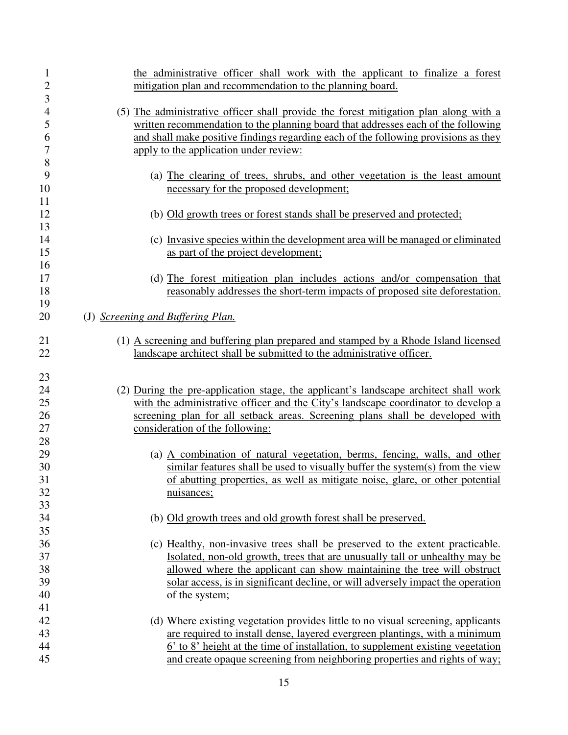the administrative officer shall work with the applicant to finalize a forest mitigation plan and recommendation to the planning board.

(5) The administrative officer shall provide the forest mitigation plan along with a written recommendation to the planning board that addresses each of the following and shall make positive findings regarding each of the following provisions as they apply to the application under review:

(a) The clearing of trees, shrubs, and other vegetation is the least amount necessary for the proposed development;

(b) Old growth trees or forest stands shall be preserved and protected;

(c) Invasive species within the development area will be managed or eliminated as part of the project development;

(d) The forest mitigation plan includes actions and/or compensation that reasonably addresses the short-term impacts of proposed site deforestation.

(J) *Screening and Buffering Plan.*

(1) A screening and buffering plan prepared and stamped by a Rhode Island licensed landscape architect shall be submitted to the administrative officer.

(2) During the pre-application stage, the applicant's landscape architect shall work with the administrative officer and the City's landscape coordinator to develop a screening plan for all setback areas. Screening plans shall be developed with consideration of the following:

(a) A combination of natural vegetation, berms, fencing, walls, and other similar features shall be used to visually buffer the system(s) from the view of abutting properties, as well as mitigate noise, glare, or other potential nuisances;

(b) Old growth trees and old growth forest shall be preserved.

(c) Healthy, non-invasive trees shall be preserved to the extent practicable. Isolated, non-old growth, trees that are unusually tall or unhealthy may be allowed where the applicant can show maintaining the tree will obstruct solar access, is in significant decline, or will adversely impact the operation of the system;

(d) Where existing vegetation provides little to no visual screening, applicants are required to install dense, layered evergreen plantings, with a minimum 6' to 8' height at the time of installation, to supplement existing vegetation and create opaque screening from neighboring properties and rights of way;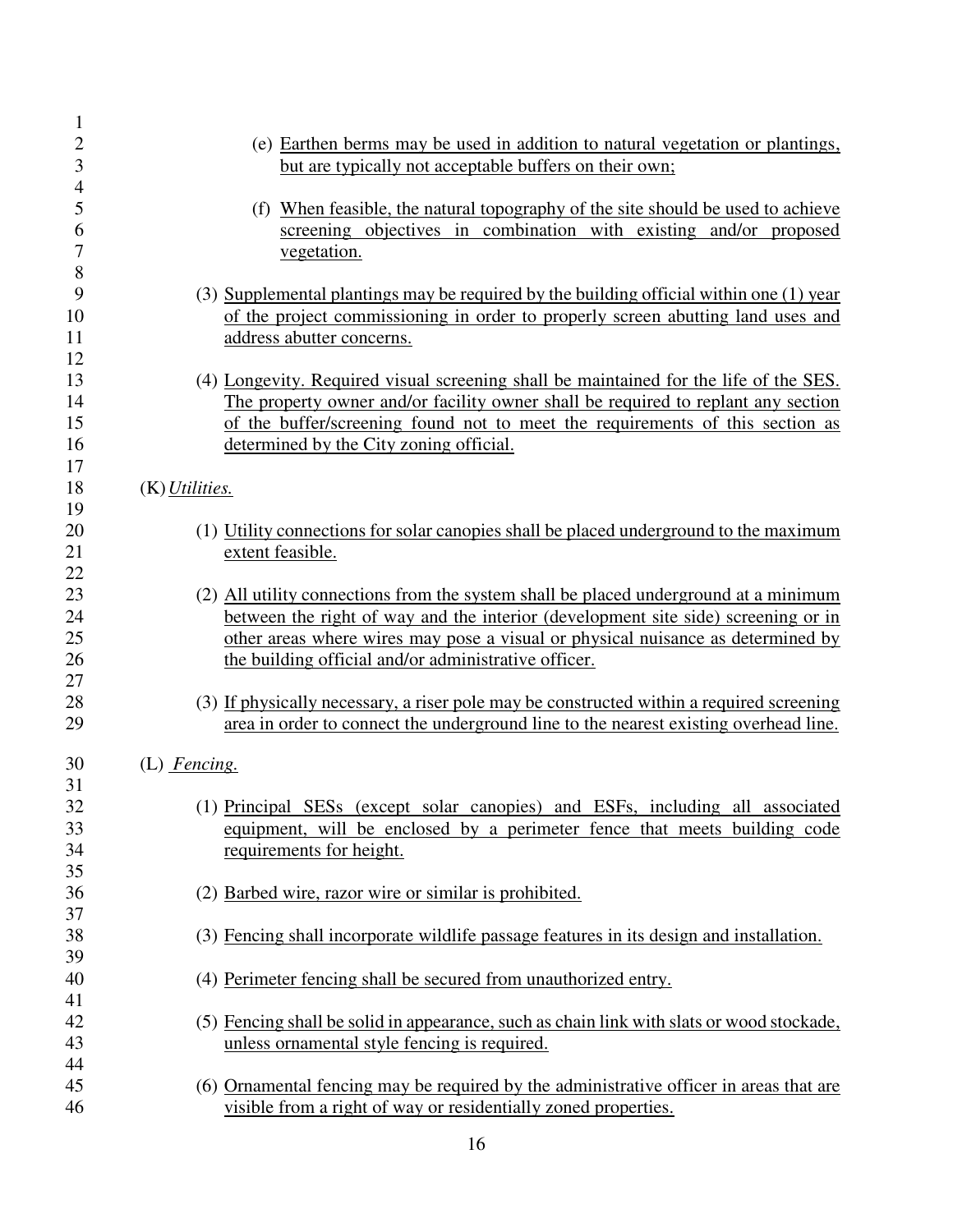(e) Earthen berms may be used in addition to natural vegetation or plantings, but are typically not acceptable buffers on their own;

(f) When feasible, the natural topography of the site should be used to achieve screening objectives in combination with existing and/or proposed vegetation.

(3) Supplemental plantings may be required by the building official within one (1) year of the project commissioning in order to properly screen abutting land uses and address abutter concerns.

(4) Longevity. Required visual screening shall be maintained for the life of the SES. The property owner and/or facility owner shall be required to replant any section of the buffer/screening found not to meet the requirements of this section as determined by the City zoning official.

(K) *Utilities.*

(1) Utility connections for solar canopies shall be placed underground to the maximum extent feasible.

(2) All utility connections from the system shall be placed underground at a minimum between the right of way and the interior (development site side) screening or in other areas where wires may pose a visual or physical nuisance as determined by the building official and/or administrative officer.

(3) If physically necessary, a riser pole may be constructed within a required screening area in order to connect the underground line to the nearest existing overhead line.

(L) *Fencing.*

(1) Principal SESs (except solar canopies) and ESFs, including all associated equipment, will be enclosed by a perimeter fence that meets building code requirements for height.

(2) Barbed wire, razor wire or similar is prohibited.

(3) Fencing shall incorporate wildlife passage features in its design and installation.

(4) Perimeter fencing shall be secured from unauthorized entry.

(5) Fencing shall be solid in appearance, such as chain link with slats or wood stockade, unless ornamental style fencing is required.

(6) Ornamental fencing may be required by the administrative officer in areas that are visible from a right of way or residentially zoned properties.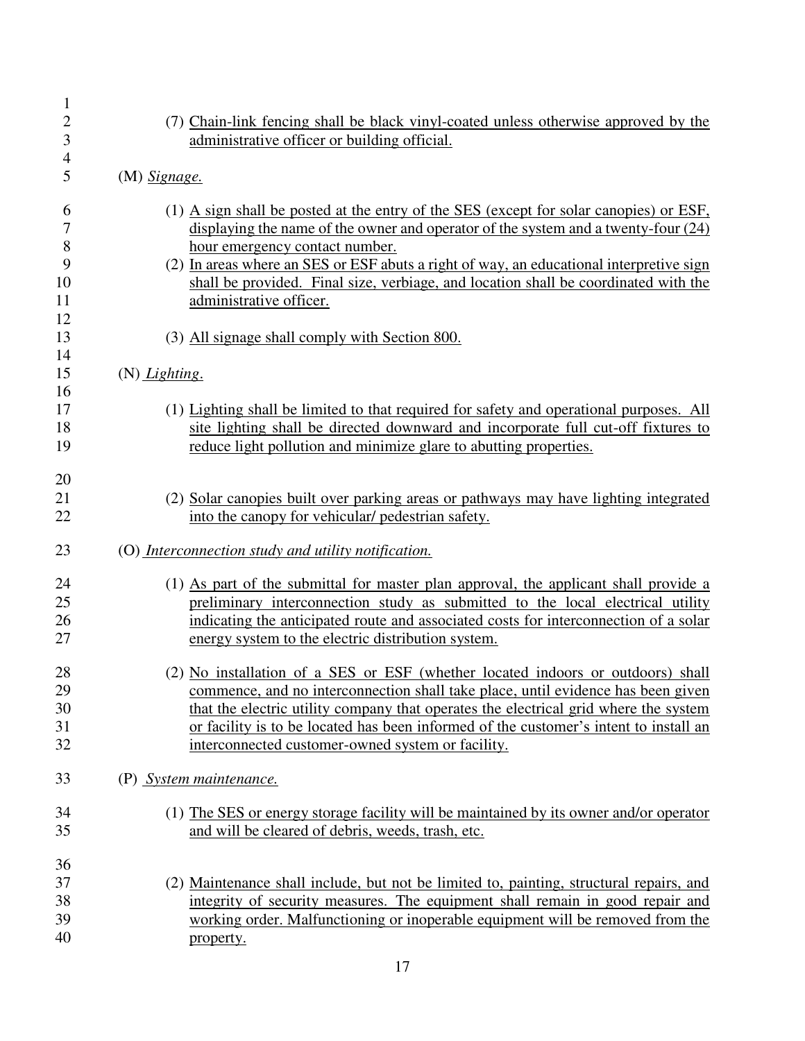(7) Chain-link fencing shall be black vinyl-coated unless otherwise approved by the administrative officer or building official.

(M) *Signage.*

(1) A sign shall be posted at the entry of the SES (except for solar canopies) or ESF, displaying the name of the owner and operator of the system and a twenty-four (24) hour emergency contact number.

(2) In areas where an SES or ESF abuts a right of way, an educational interpretive sign shall be provided. Final size, verbiage, and location shall be coordinated with the administrative officer.

(3) All signage shall comply with Section 800.

(N) *Lighting*.

(1) Lighting shall be limited to that required for safety and operational purposes. All site lighting shall be directed downward and incorporate full cut-off fixtures to reduce light pollution and minimize glare to abutting properties.

(2) Solar canopies built over parking areas or pathways may have lighting integrated into the canopy for vehicular/ pedestrian safety.

(O) *Interconnection study and utility notification.*

(1) As part of the submittal for master plan approval, the applicant shall provide a preliminary interconnection study as submitted to the local electrical utility indicating the anticipated route and associated costs for interconnection of a solar energy system to the electric distribution system.

(2) No installation of a SES or ESF (whether located indoors or outdoors) shall commence, and no interconnection shall take place, until evidence has been given that the electric utility company that operates the electrical grid where the system or facility is to be located has been informed of the customer's intent to install an interconnected customer-owned system or facility.

(P) *System maintenance.*

(1) The SES or energy storage facility will be maintained by its owner and/or operator and will be cleared of debris, weeds, trash, etc.

(2) Maintenance shall include, but not be limited to, painting, structural repairs, and integrity of security measures. The equipment shall remain in good repair and working order. Malfunctioning or inoperable equipment will be removed from the property.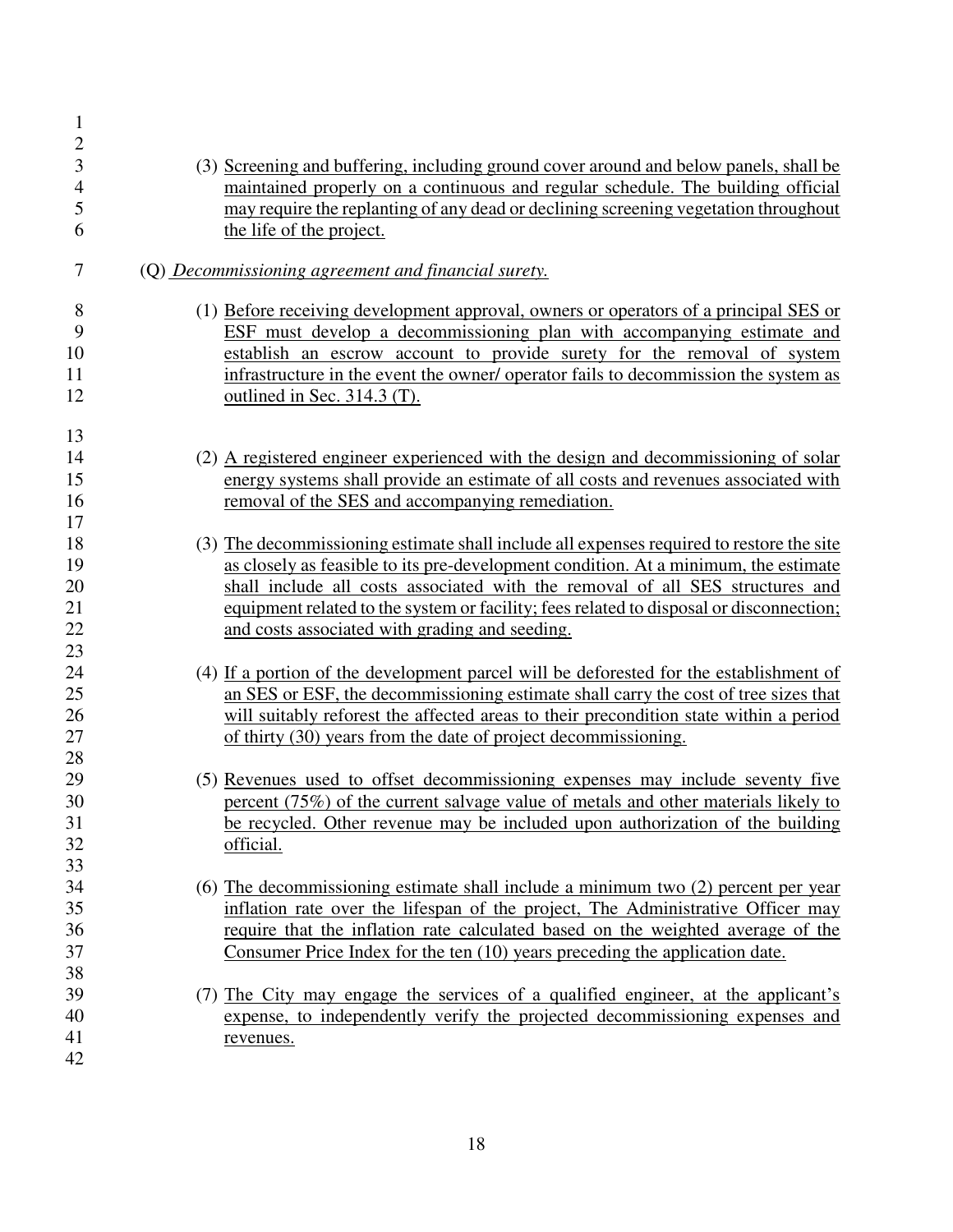(3) Screening and buffering, including ground cover around and below panels, shall be maintained properly on a continuous and regular schedule. The building official may require the replanting of any dead or declining screening vegetation throughout the life of the project.

(Q) *Decommissioning agreement and financial surety.*

(1) Before receiving development approval, owners or operators of a principal SES or ESF must develop a decommissioning plan with accompanying estimate and establish an escrow account to provide surety for the removal of system infrastructure in the event the owner/ operator fails to decommission the system as outlined in Sec. 314.3 (T).

(2) A registered engineer experienced with the design and decommissioning of solar energy systems shall provide an estimate of all costs and revenues associated with removal of the SES and accompanying remediation.

(3) The decommissioning estimate shall include all expenses required to restore the site as closely as feasible to its pre-development condition. At a minimum, the estimate shall include all costs associated with the removal of all SES structures and equipment related to the system or facility; fees related to disposal or disconnection; and costs associated with grading and seeding.

(4) If a portion of the development parcel will be deforested for the establishment of an SES or ESF, the decommissioning estimate shall carry the cost of tree sizes that will suitably reforest the affected areas to their precondition state within a period of thirty (30) years from the date of project decommissioning.

(5) Revenues used to offset decommissioning expenses may include seventy five percent (75%) of the current salvage value of metals and other materials likely to be recycled. Other revenue may be included upon authorization of the building official.

(6) The decommissioning estimate shall include a minimum two (2) percent per year inflation rate over the lifespan of the project, The Administrative Officer may require that the inflation rate calculated based on the weighted average of the Consumer Price Index for the ten (10) years preceding the application date.

(7) The City may engage the services of a qualified engineer, at the applicant's expense, to independently verify the projected decommissioning expenses and revenues.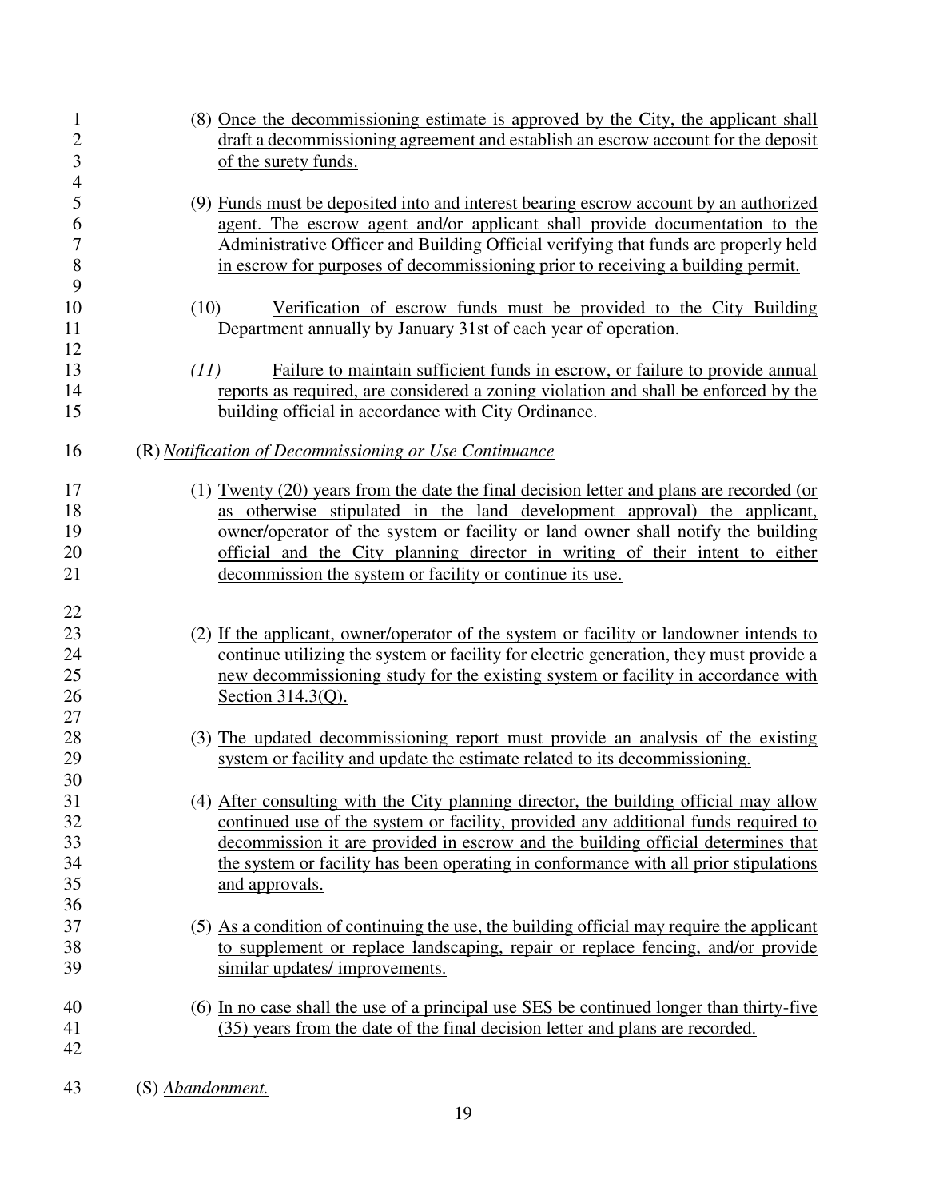(8) Once the decommissioning estimate is approved by the City, the applicant shall draft a decommissioning agreement and establish an escrow account for the deposit of the surety funds.

(9) Funds must be deposited into and interest bearing escrow account by an authorized agent. The escrow agent and/or applicant shall provide documentation to the Administrative Officer and Building Official verifying that funds are properly held in escrow for purposes of decommissioning prior to receiving a building permit.

(10) Verification of escrow funds must be provided to the City Building Department annually by January 31st of each year of operation.

*(11)* Failure to maintain sufficient funds in escrow, or failure to provide annual reports as required, are considered a zoning violation and shall be enforced by the building official in accordance with City Ordinance.

(R) *Notification of Decommissioning or Use Continuance*

(1) Twenty (20) years from the date the final decision letter and plans are recorded (or as otherwise stipulated in the land development approval) the applicant, owner/operator of the system or facility or land owner shall notify the building official and the City planning director in writing of their intent to either decommission the system or facility or continue its use.

(2) If the applicant, owner/operator of the system or facility or landowner intends to continue utilizing the system or facility for electric generation, they must provide a new decommissioning study for the existing system or facility in accordance with Section 314.3(Q).

(3) The updated decommissioning report must provide an analysis of the existing system or facility and update the estimate related to its decommissioning.

(4) After consulting with the City planning director, the building official may allow continued use of the system or facility, provided any additional funds required to decommission it are provided in escrow and the building official determines that the system or facility has been operating in conformance with all prior stipulations and approvals.

(5) As a condition of continuing the use, the building official may require the applicant to supplement or replace landscaping, repair or replace fencing, and/or provide similar updates/ improvements.

(6) In no case shall the use of a principal use SES be continued longer than thirty-five (35) years from the date of the final decision letter and plans are recorded.

(S) *Abandonment.*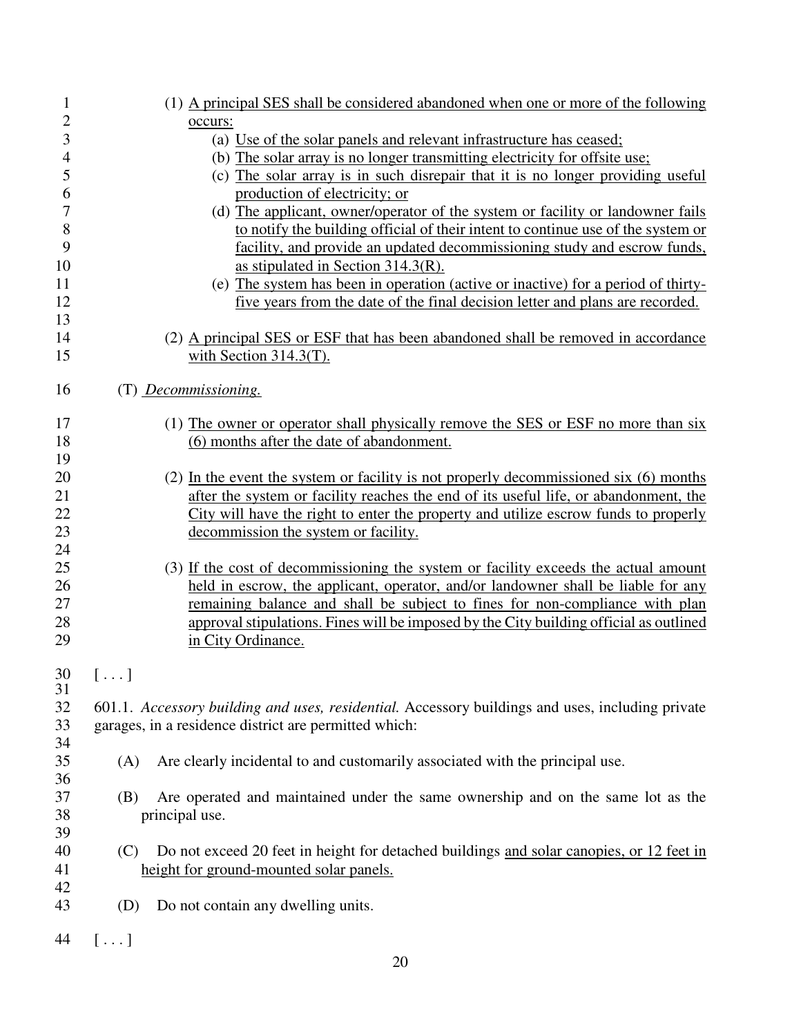(1) A principal SES shall be considered abandoned when one or more of the following occurs:

(a) Use of the solar panels and relevant infrastructure has ceased;

(b) The solar array is no longer transmitting electricity for offsite use;

(c) The solar array is in such disrepair that it is no longer providing useful production of electricity; or

(d) The applicant, owner/operator of the system or facility or landowner fails to notify the building official of their intent to continue use of the system or facility, and provide an updated decommissioning study and escrow funds, as stipulated in Section 314.3(R).

(e) The system has been in operation (active or inactive) for a period of thirty-five years from the date of the final decision letter and plans are recorded.

(2) A principal SES or ESF that has been abandoned shall be removed in accordance with Section 314.3(T).

(T) *Decommissioning.*

(1) The owner or operator shall physically remove the SES or ESF no more than six (6) months after the date of abandonment.

(2) In the event the system or facility is not properly decommissioned six (6) months after the system or facility reaches the end of its useful life, or abandonment, the City will have the right to enter the property and utilize escrow funds to properly decommission the system or facility.

(3) If the cost of decommissioning the system or facility exceeds the actual amount held in escrow, the applicant, operator, and/or landowner shall be liable for any remaining balance and shall be subject to fines for non-compliance with plan approval stipulations. Fines will be imposed by the City building official as outlined in City Ordinance.

[ . . . ]

601.1. *Accessory building and uses, residential.* Accessory buildings and uses, including private garages, in a residence district are permitted which:

(A) Are clearly incidental to and customarily associated with the principal use.

(B) Are operated and maintained under the same ownership and on the same lot as the principal use.

(C) Do not exceed 20 feet in height for detached buildings and solar canopies, or 12 feet in height for ground-mounted solar panels.

(D) Do not contain any dwelling units.

[ . . . ]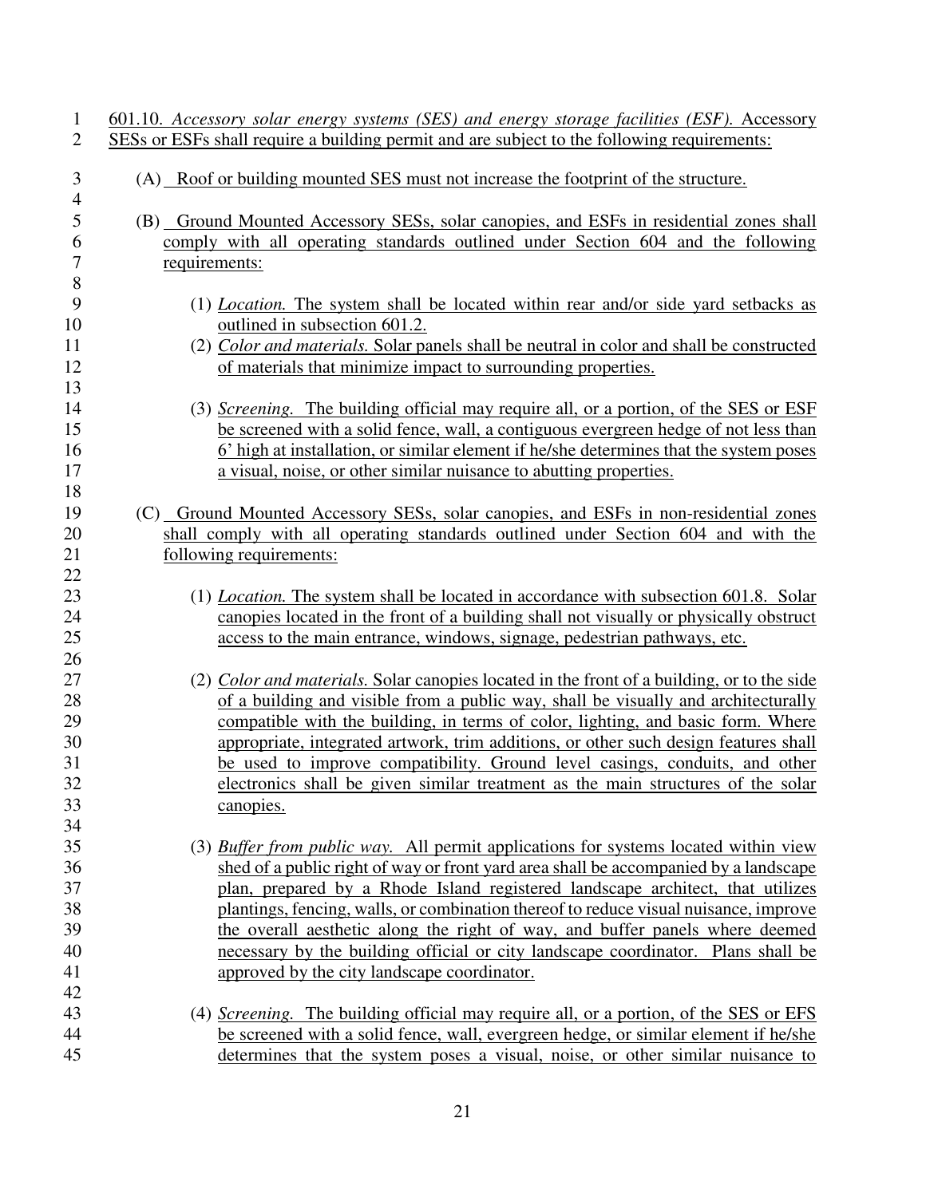601.10. *Accessory solar energy systems (SES) and energy storage facilities (ESF).* Accessory SESs or ESFs shall require a building permit and are subject to the following requirements:

(A) Roof or building mounted SES must not increase the footprint of the structure.

(B) Ground Mounted Accessory SESs, solar canopies, and ESFs in residential zones shall comply with all operating standards outlined under Section 604 and the following requirements:

(1) *Location.* The system shall be located within rear and/or side yard setbacks as outlined in subsection 601.2.

(2) *Color and materials.* Solar panels shall be neutral in color and shall be constructed of materials that minimize impact to surrounding properties.

(3) *Screening.* The building official may require all, or a portion, of the SES or ESF be screened with a solid fence, wall, a contiguous evergreen hedge of not less than 6' high at installation, or similar element if he/she determines that the system poses a visual, noise, or other similar nuisance to abutting properties.

(C) Ground Mounted Accessory SESs, solar canopies, and ESFs in non-residential zones shall comply with all operating standards outlined under Section 604 and with the following requirements:

(1) *Location.* The system shall be located in accordance with subsection 601.8. Solar canopies located in the front of a building shall not visually or physically obstruct access to the main entrance, windows, signage, pedestrian pathways, etc.

(2) *Color and materials.* Solar canopies located in the front of a building, or to the side of a building and visible from a public way, shall be visually and architecturally compatible with the building, in terms of color, lighting, and basic form. Where appropriate, integrated artwork, trim additions, or other such design features shall be used to improve compatibility. Ground level casings, conduits, and other electronics shall be given similar treatment as the main structures of the solar canopies.

(3) *Buffer from public way.* All permit applications for systems located within view shed of a public right of way or front yard area shall be accompanied by a landscape plan, prepared by a Rhode Island registered landscape architect, that utilizes plantings, fencing, walls, or combination thereof to reduce visual nuisance, improve the overall aesthetic along the right of way, and buffer panels where deemed necessary by the building official or city landscape coordinator. Plans shall be approved by the city landscape coordinator.

(4) *Screening.* The building official may require all, or a portion, of the SES or EFS be screened with a solid fence, wall, evergreen hedge, or similar element if he/she determines that the system poses a visual, noise, or other similar nuisance to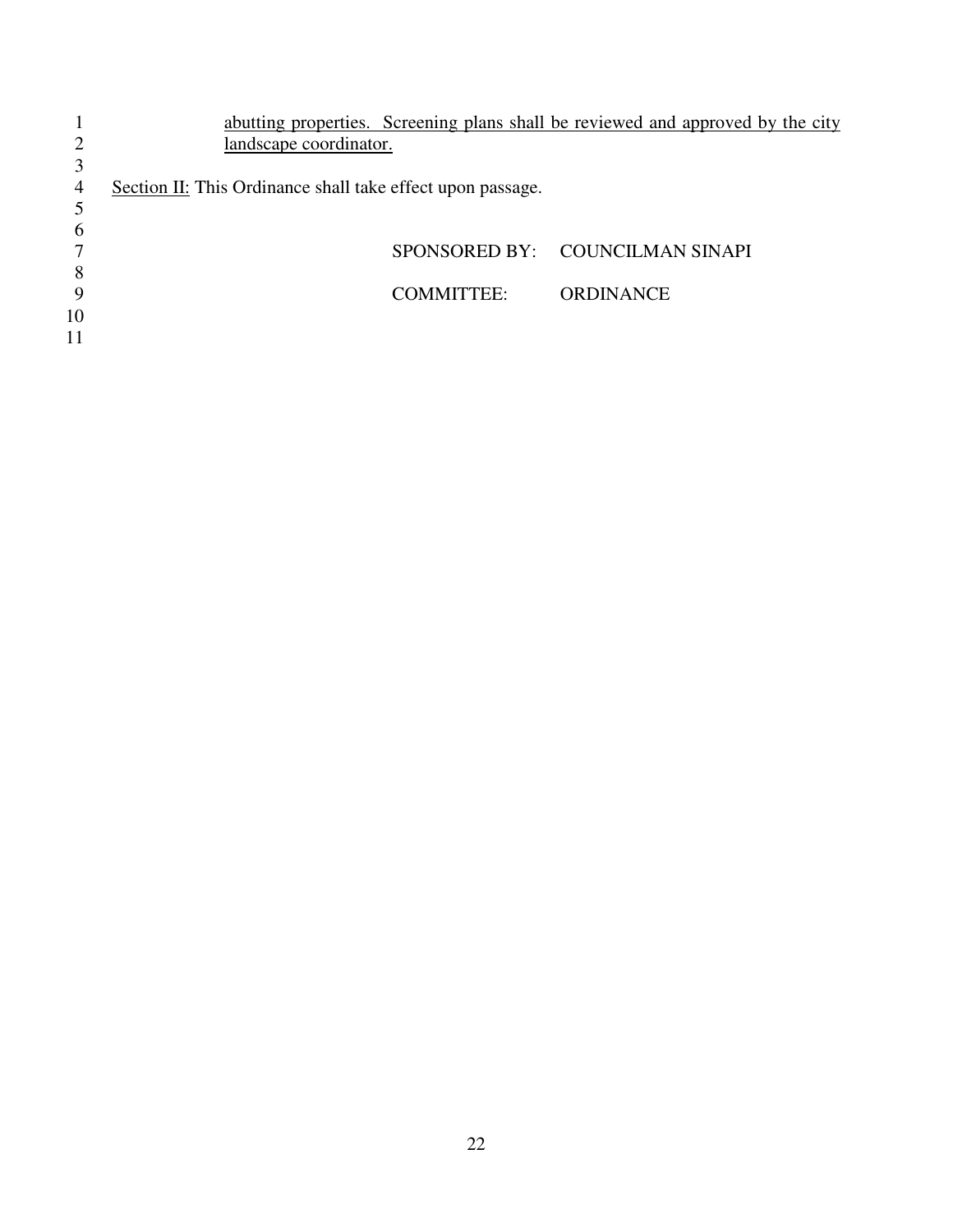abutting properties. Screening plans shall be reviewed and approved by the city landscape coordinator.

Section II: This Ordinance shall take effect upon passage.

SPONSORED BY: COUNCILMAN SINAPI

COMMITTEE: ORDINANCE